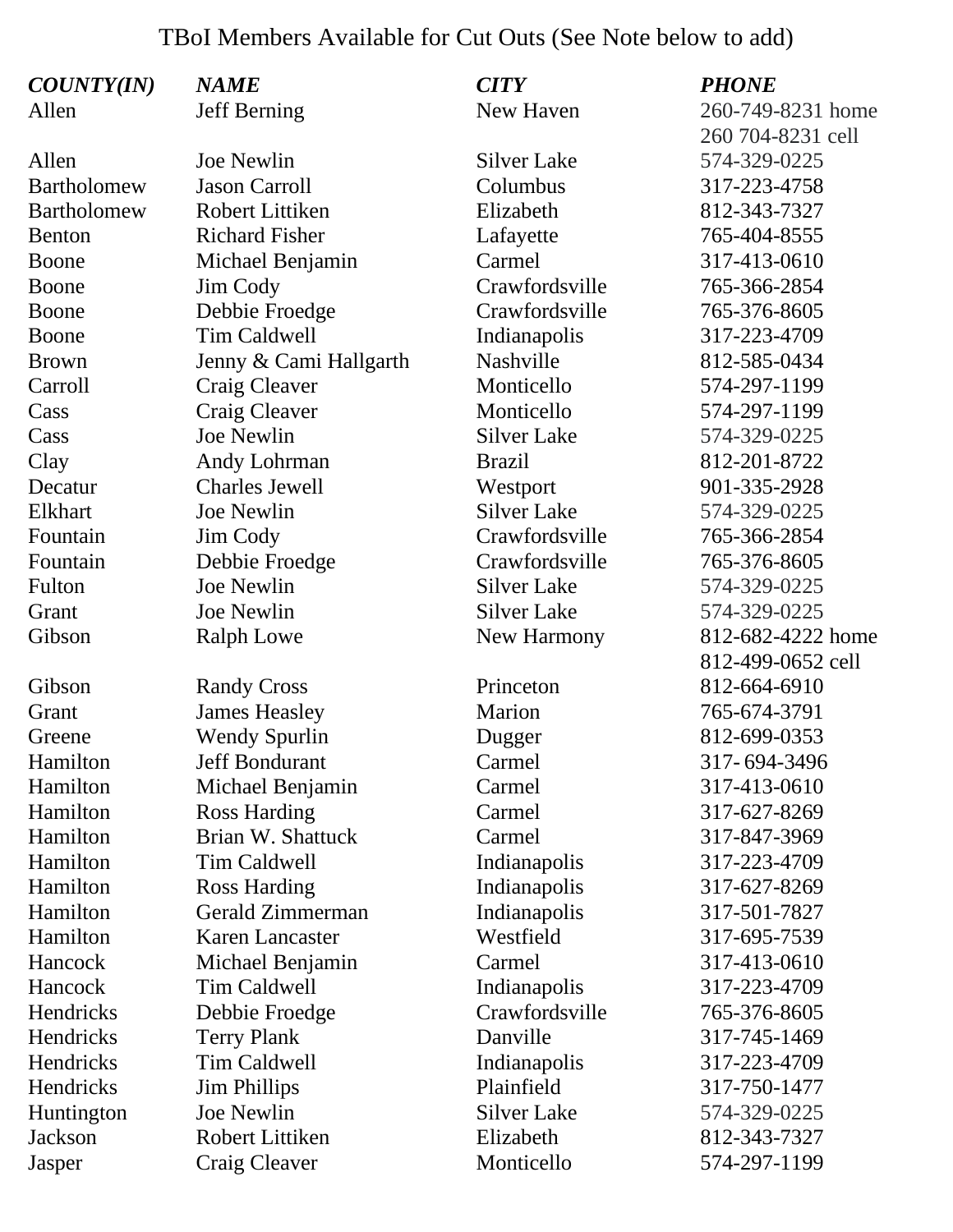# TBoI Members Available for Cut Outs (See Note below to add)

| *COUNTY(IN)* | *NAME* | *CITY* | *PHONE* |
|---|---|---|---|
| Allen | Jeff Berning | New Haven | 260-749-8231 home<br>260 704-8231 cell |
| Allen | Joe Newlin | Silver Lake | 574-329-0225 |
| Bartholomew | Jason Carroll | Columbus | 317-223-4758 |
| Bartholomew | Robert Littiken | Elizabeth | 812-343-7327 |
| Benton | Richard Fisher | Lafayette | 765-404-8555 |
| Boone | Michael Benjamin | Carmel | 317-413-0610 |
| Boone | Jim Cody | Crawfordsville | 765-366-2854 |
| Boone | Debbie Froedge | Crawfordsville | 765-376-8605 |
| Boone | Tim Caldwell | Indianapolis | 317-223-4709 |
| Brown | Jenny & Cami Hallgarth | Nashville | 812-585-0434 |
| Carroll | Craig Cleaver | Monticello | 574-297-1199 |
| Cass | Craig Cleaver | Monticello | 574-297-1199 |
| Cass | Joe Newlin | Silver Lake | 574-329-0225 |
| Clay | Andy Lohrman | Brazil | 812-201-8722 |
| Decatur | Charles Jewell | Westport | 901-335-2928 |
| Elkhart | Joe Newlin | Silver Lake | 574-329-0225 |
| Fountain | Jim Cody | Crawfordsville | 765-366-2854 |
| Fountain | Debbie Froedge | Crawfordsville | 765-376-8605 |
| Fulton | Joe Newlin | Silver Lake | 574-329-0225 |
| Grant | Joe Newlin | Silver Lake | 574-329-0225 |
| Gibson | Ralph Lowe | New Harmony | 812-682-4222 home<br>812-499-0652 cell |
| Gibson | Randy Cross | Princeton | 812-664-6910 |
| Grant | James Heasley | Marion | 765-674-3791 |
| Greene | Wendy Spurlin | Dugger | 812-699-0353 |
| Hamilton | Jeff Bondurant | Carmel | 317- 694-3496 |
| Hamilton | Michael Benjamin | Carmel | 317-413-0610 |
| Hamilton | Ross Harding | Carmel | 317-627-8269 |
| Hamilton | Brian W. Shattuck | Carmel | 317-847-3969 |
| Hamilton | Tim Caldwell | Indianapolis | 317-223-4709 |
| Hamilton | Ross Harding | Indianapolis | 317-627-8269 |
| Hamilton | Gerald Zimmerman | Indianapolis | 317-501-7827 |
| Hamilton | Karen Lancaster | Westfield | 317-695-7539 |
| Hancock | Michael Benjamin | Carmel | 317-413-0610 |
| Hancock | Tim Caldwell | Indianapolis | 317-223-4709 |
| Hendricks | Debbie Froedge | Crawfordsville | 765-376-8605 |
| Hendricks | Terry Plank | Danville | 317-745-1469 |
| Hendricks | Tim Caldwell | Indianapolis | 317-223-4709 |
| Hendricks | Jim Phillips | Plainfield | 317-750-1477 |
| Huntington | Joe Newlin | Silver Lake | 574-329-0225 |
| Jackson | Robert Littiken | Elizabeth | 812-343-7327 |
| Jasper | Craig Cleaver | Monticello | 574-297-1199 |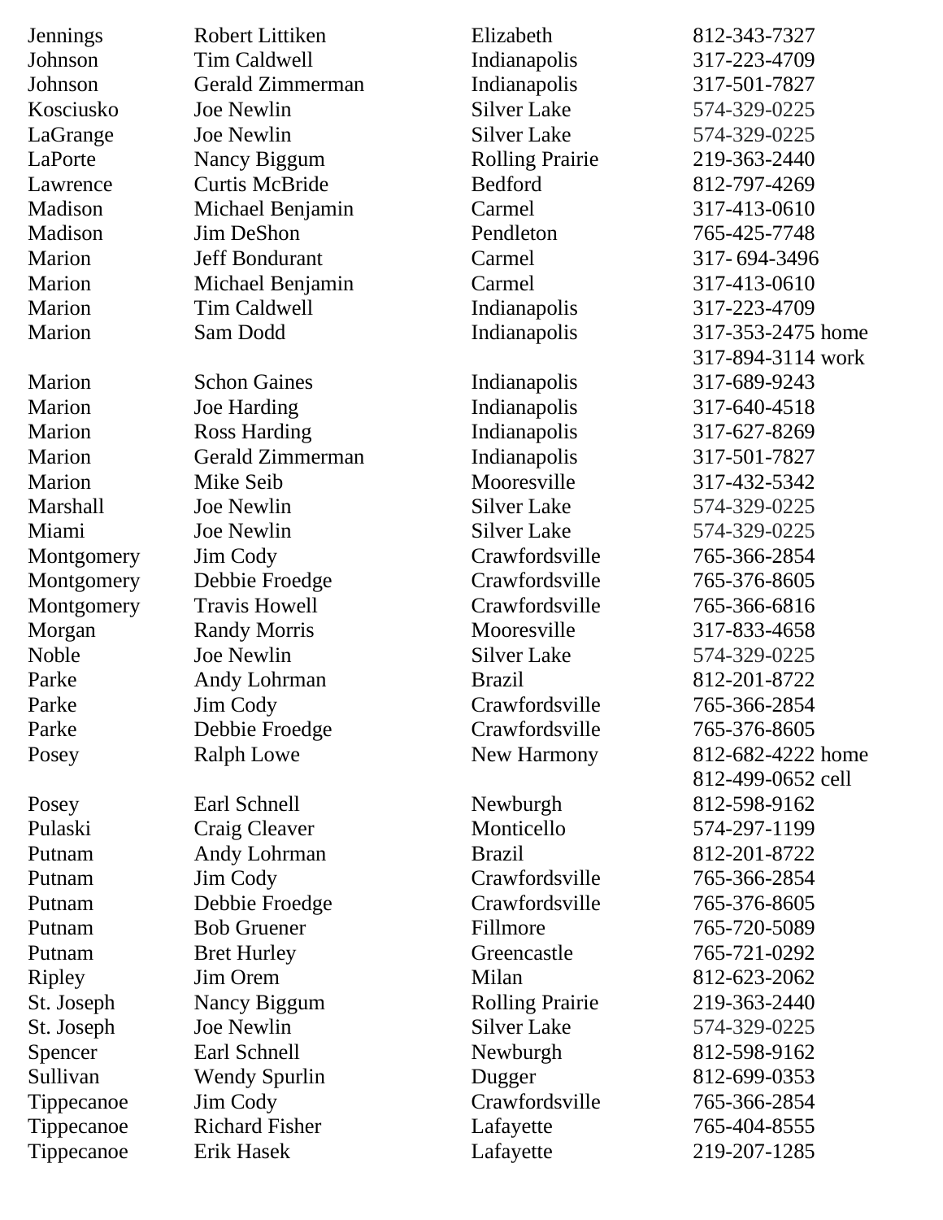| | | | |
|---|---|---|---|
| Jennings | Robert Littiken | Elizabeth | 812-343-7327 |
| Johnson | Tim Caldwell | Indianapolis | 317-223-4709 |
| Johnson | Gerald Zimmerman | Indianapolis | 317-501-7827 |
| Kosciusko | Joe Newlin | Silver Lake | 574-329-0225 |
| LaGrange | Joe Newlin | Silver Lake | 574-329-0225 |
| LaPorte | Nancy Biggum | Rolling Prairie | 219-363-2440 |
| Lawrence | Curtis McBride | Bedford | 812-797-4269 |
| Madison | Michael Benjamin | Carmel | 317-413-0610 |
| Madison | Jim DeShon | Pendleton | 765-425-7748 |
| Marion | Jeff Bondurant | Carmel | 317- 694-3496 |
| Marion | Michael Benjamin | Carmel | 317-413-0610 |
| Marion | Tim Caldwell | Indianapolis | 317-223-4709 |
| Marion | Sam Dodd | Indianapolis | 317-353-2475 home<br>317-894-3114 work |
| Marion | Schon Gaines | Indianapolis | 317-689-9243 |
| Marion | Joe Harding | Indianapolis | 317-640-4518 |
| Marion | Ross Harding | Indianapolis | 317-627-8269 |
| Marion | Gerald Zimmerman | Indianapolis | 317-501-7827 |
| Marion | Mike Seib | Mooresville | 317-432-5342 |
| Marshall | Joe Newlin | Silver Lake | 574-329-0225 |
| Miami | Joe Newlin | Silver Lake | 574-329-0225 |
| Montgomery | Jim Cody | Crawfordsville | 765-366-2854 |
| Montgomery | Debbie Froedge | Crawfordsville | 765-376-8605 |
| Montgomery | Travis Howell | Crawfordsville | 765-366-6816 |
| Morgan | Randy Morris | Mooresville | 317-833-4658 |
| Noble | Joe Newlin | Silver Lake | 574-329-0225 |
| Parke | Andy Lohrman | Brazil | 812-201-8722 |
| Parke | Jim Cody | Crawfordsville | 765-366-2854 |
| Parke | Debbie Froedge | Crawfordsville | 765-376-8605 |
| Posey | Ralph Lowe | New Harmony | 812-682-4222 home<br>812-499-0652 cell |
| Posey | Earl Schnell | Newburgh | 812-598-9162 |
| Pulaski | Craig Cleaver | Monticello | 574-297-1199 |
| Putnam | Andy Lohrman | Brazil | 812-201-8722 |
| Putnam | Jim Cody | Crawfordsville | 765-366-2854 |
| Putnam | Debbie Froedge | Crawfordsville | 765-376-8605 |
| Putnam | Bob Gruener | Fillmore | 765-720-5089 |
| Putnam | Bret Hurley | Greencastle | 765-721-0292 |
| Ripley | Jim Orem | Milan | 812-623-2062 |
| St. Joseph | Nancy Biggum | Rolling Prairie | 219-363-2440 |
| St. Joseph | Joe Newlin | Silver Lake | 574-329-0225 |
| Spencer | Earl Schnell | Newburgh | 812-598-9162 |
| Sullivan | Wendy Spurlin | Dugger | 812-699-0353 |
| Tippecanoe | Jim Cody | Crawfordsville | 765-366-2854 |
| Tippecanoe | Richard Fisher | Lafayette | 765-404-8555 |
| Tippecanoe | Erik Hasek | Lafayette | 219-207-1285 |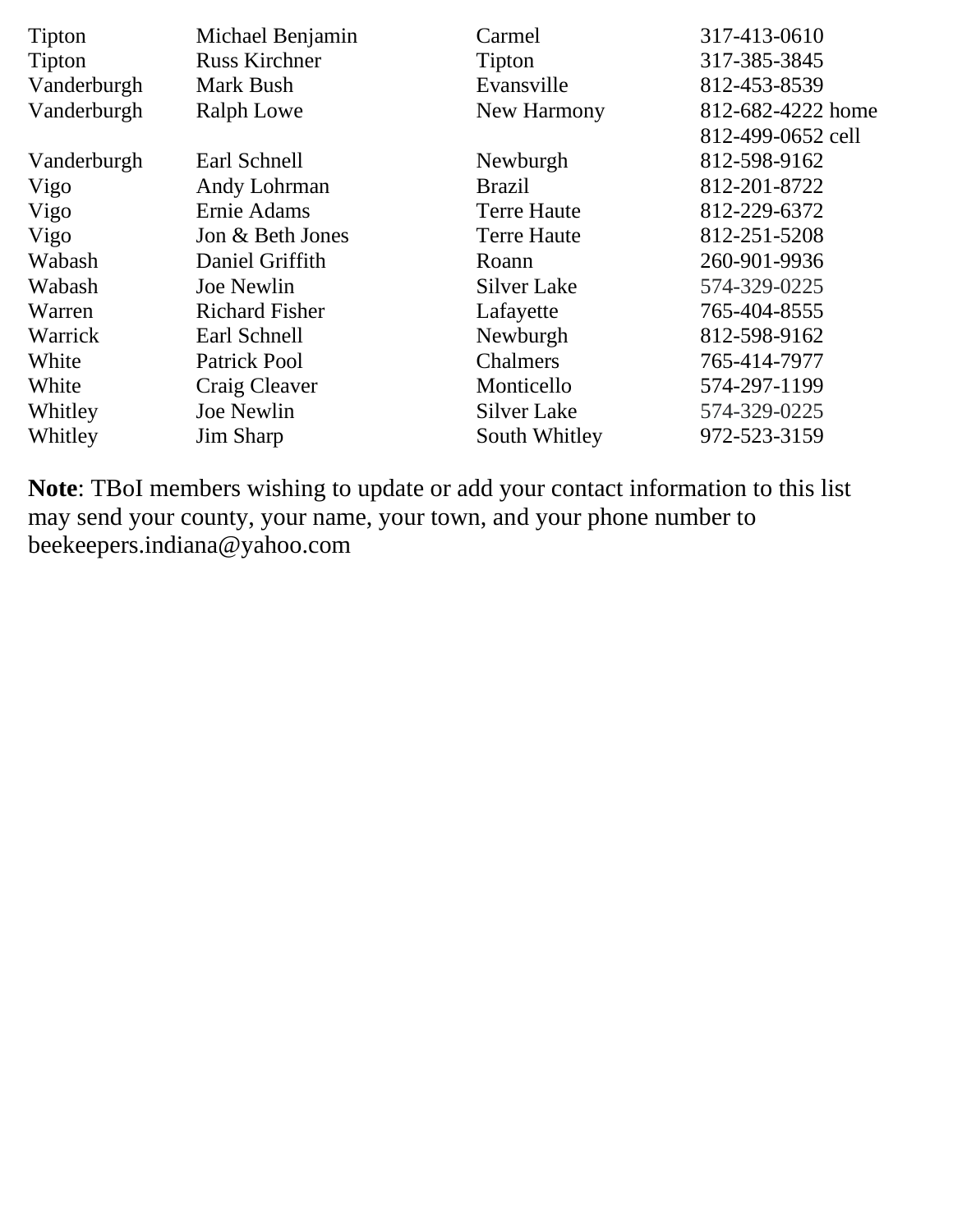| | | | |
|---|---|---|---|
| Tipton | Michael Benjamin | Carmel | 317-413-0610 |
| Tipton | Russ Kirchner | Tipton | 317-385-3845 |
| Vanderburgh | Mark Bush | Evansville | 812-453-8539 |
| Vanderburgh | Ralph Lowe | New Harmony | 812-682-4222 home<br>812-499-0652 cell |
| Vanderburgh | Earl Schnell | Newburgh | 812-598-9162 |
| Vigo | Andy Lohrman | Brazil | 812-201-8722 |
| Vigo | Ernie Adams | Terre Haute | 812-229-6372 |
| Vigo | Jon & Beth Jones | Terre Haute | 812-251-5208 |
| Wabash | Daniel Griffith | Roann | 260-901-9936 |
| Wabash | Joe Newlin | Silver Lake | 574-329-0225 |
| Warren | Richard Fisher | Lafayette | 765-404-8555 |
| Warrick | Earl Schnell | Newburgh | 812-598-9162 |
| White | Patrick Pool | Chalmers | 765-414-7977 |
| White | Craig Cleaver | Monticello | 574-297-1199 |
| Whitley | Joe Newlin | Silver Lake | 574-329-0225 |
| Whitley | Jim Sharp | South Whitley | 972-523-3159 |

**Note**: TBoI members wishing to update or add your contact information to this list may send your county, your name, your town, and your phone number to beekeepers.indiana@yahoo.com